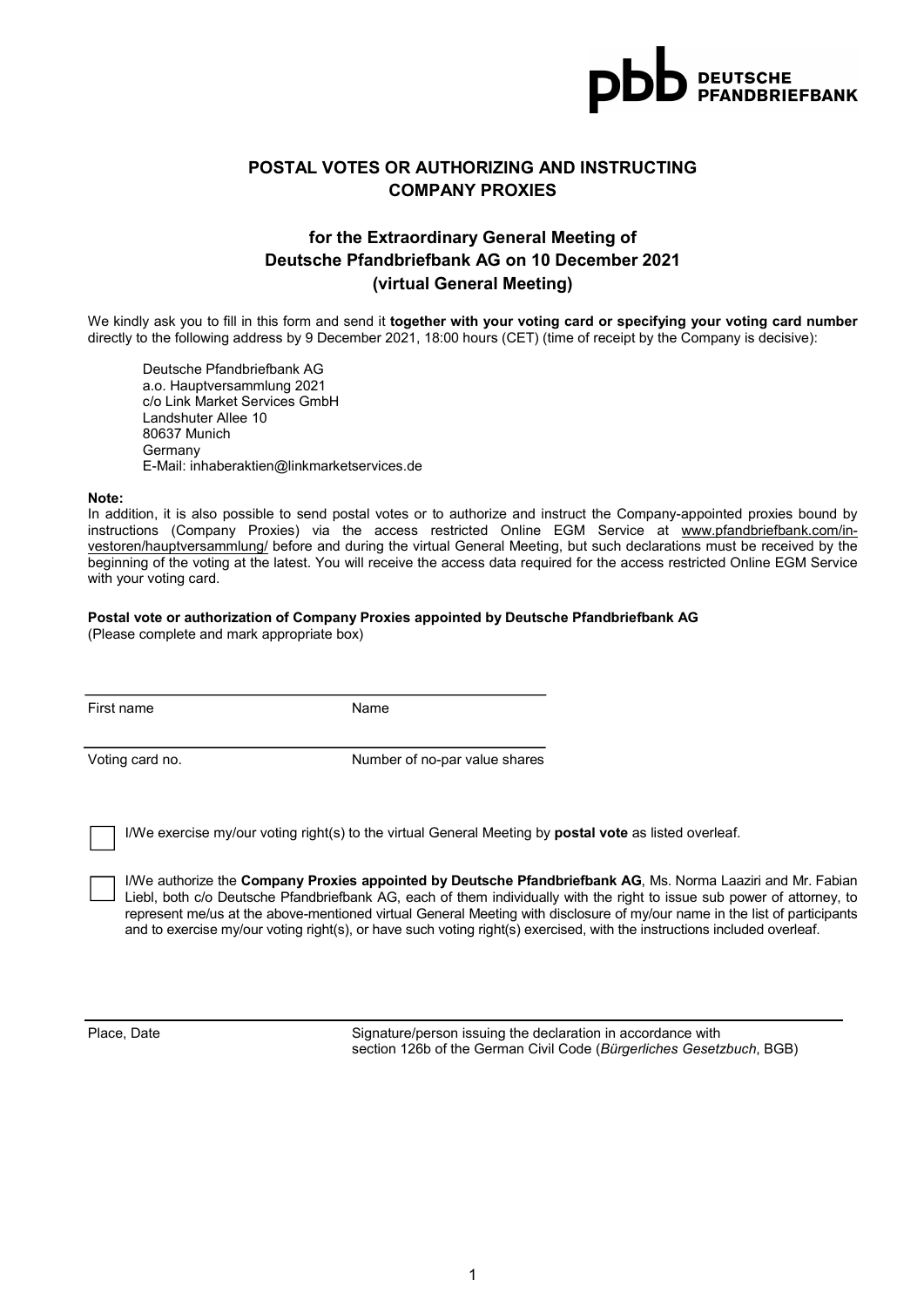# POSTAL VOTES OR AUTHORIZING AND INSTRUCTING COMPANY PROXIES

## for the Extraordinary General Meeting of Deutsche Pfandbriefbank AG on 10 December 2021 (virtual General Meeting)

We kindly ask you to fill in this form and send it **together with your voting card or specifying your voting card number** directly to the following address by 9 December 2021, 18:00 hours (CET) (time of receipt by the Company is decisive):

Deutsche Pfandbriefbank AG
a.o. Hauptversammlung 2021
c/o Link Market Services GmbH
Landshuter Allee 10
80637 Munich
Germany
E-Mail: inhaberaktien@linkmarketservices.de

**Note:**
In addition, it is also possible to send postal votes or to authorize and instruct the Company-appointed proxies bound by instructions (Company Proxies) via the access restricted Online EGM Service at www.pfandbriefbank.com/investoren/hauptversammlung/ before and during the virtual General Meeting, but such declarations must be received by the beginning of the voting at the latest. You will receive the access data required for the access restricted Online EGM Service with your voting card.

**Postal vote or authorization of Company Proxies appointed by Deutsche Pfandbriefbank AG**
(Please complete and mark appropriate box)

First name ______________ Name ______________

Voting card no. ______________ Number of no-par value shares ______________

☐ I/We exercise my/our voting right(s) to the virtual General Meeting by **postal vote** as listed overleaf.

☐ I/We authorize the **Company Proxies appointed by Deutsche Pfandbriefbank AG**, Ms. Norma Laaziri and Mr. Fabian Liebl, both c/o Deutsche Pfandbriefbank AG, each of them individually with the right to issue sub power of attorney, to represent me/us at the above-mentioned virtual General Meeting with disclosure of my/our name in the list of participants and to exercise my/our voting right(s), or have such voting right(s) exercised, with the instructions included overleaf.

Place, Date ______________ Signature/person issuing the declaration in accordance with section 126b of the German Civil Code (*Bürgerliches Gesetzbuch*, BGB)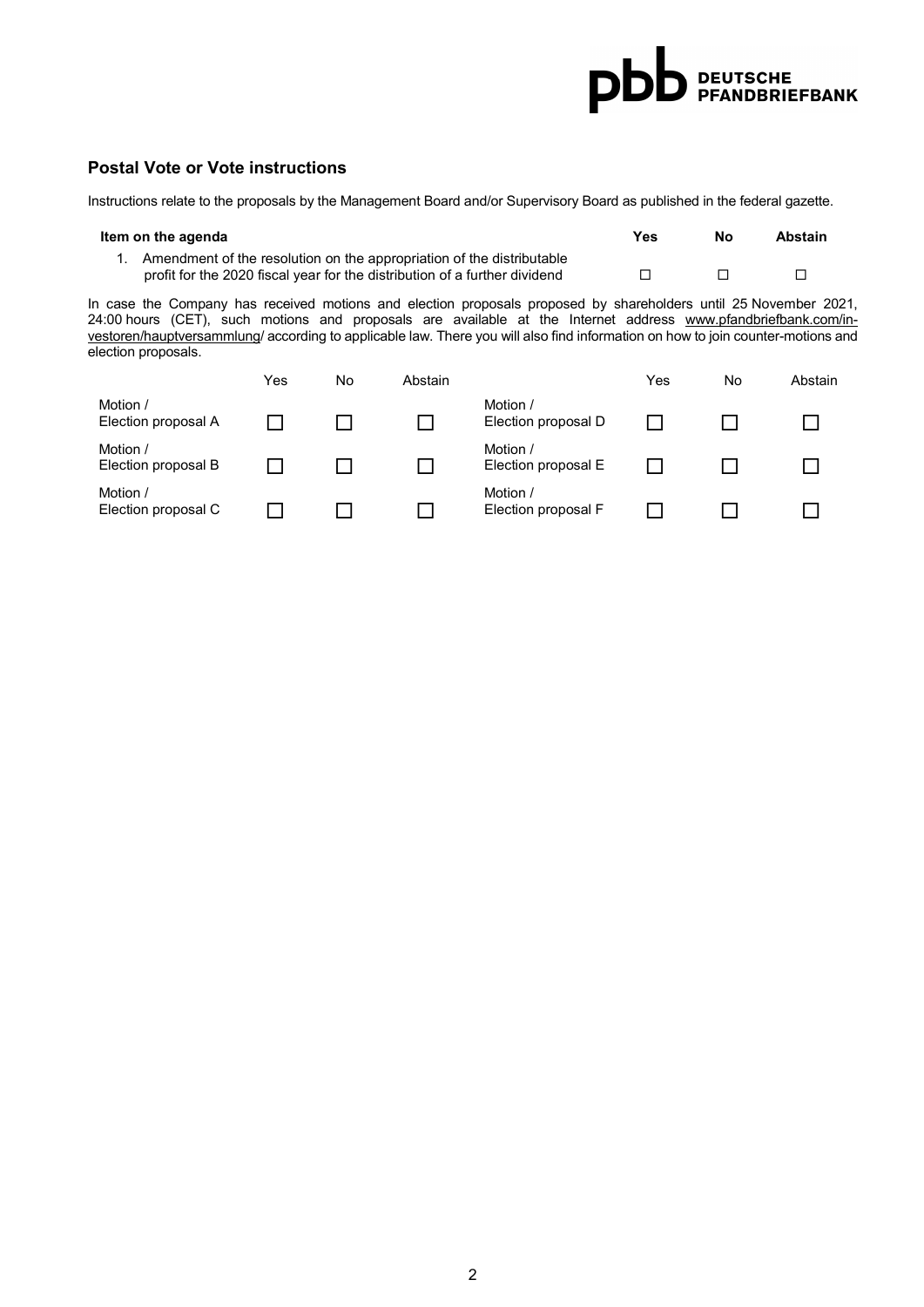## Postal Vote or Vote instructions

Instructions relate to the proposals by the Management Board and/or Supervisory Board as published in the federal gazette.

| Item on the agenda | Yes | No | Abstain |
|---|---|---|---|
| 1. Amendment of the resolution on the appropriation of the distributable profit for the 2020 fiscal year for the distribution of a further dividend | ☐ | ☐ | ☐ |

In case the Company has received motions and election proposals proposed by shareholders until 25 November 2021, 24:00 hours (CET), such motions and proposals are available at the Internet address www.pfandbriefbank.com/investoren/hauptversammlung/ according to applicable law. There you will also find information on how to join counter-motions and election proposals.

| | Yes | No | Abstain | | Yes | No | Abstain |
|---|---|---|---|---|---|---|---|
| Motion / Election proposal A | ☐ | ☐ | ☐ | Motion / Election proposal D | ☐ | ☐ | ☐ |
| Motion / Election proposal B | ☐ | ☐ | ☐ | Motion / Election proposal E | ☐ | ☐ | ☐ |
| Motion / Election proposal C | ☐ | ☐ | ☐ | Motion / Election proposal F | ☐ | ☐ | ☐ |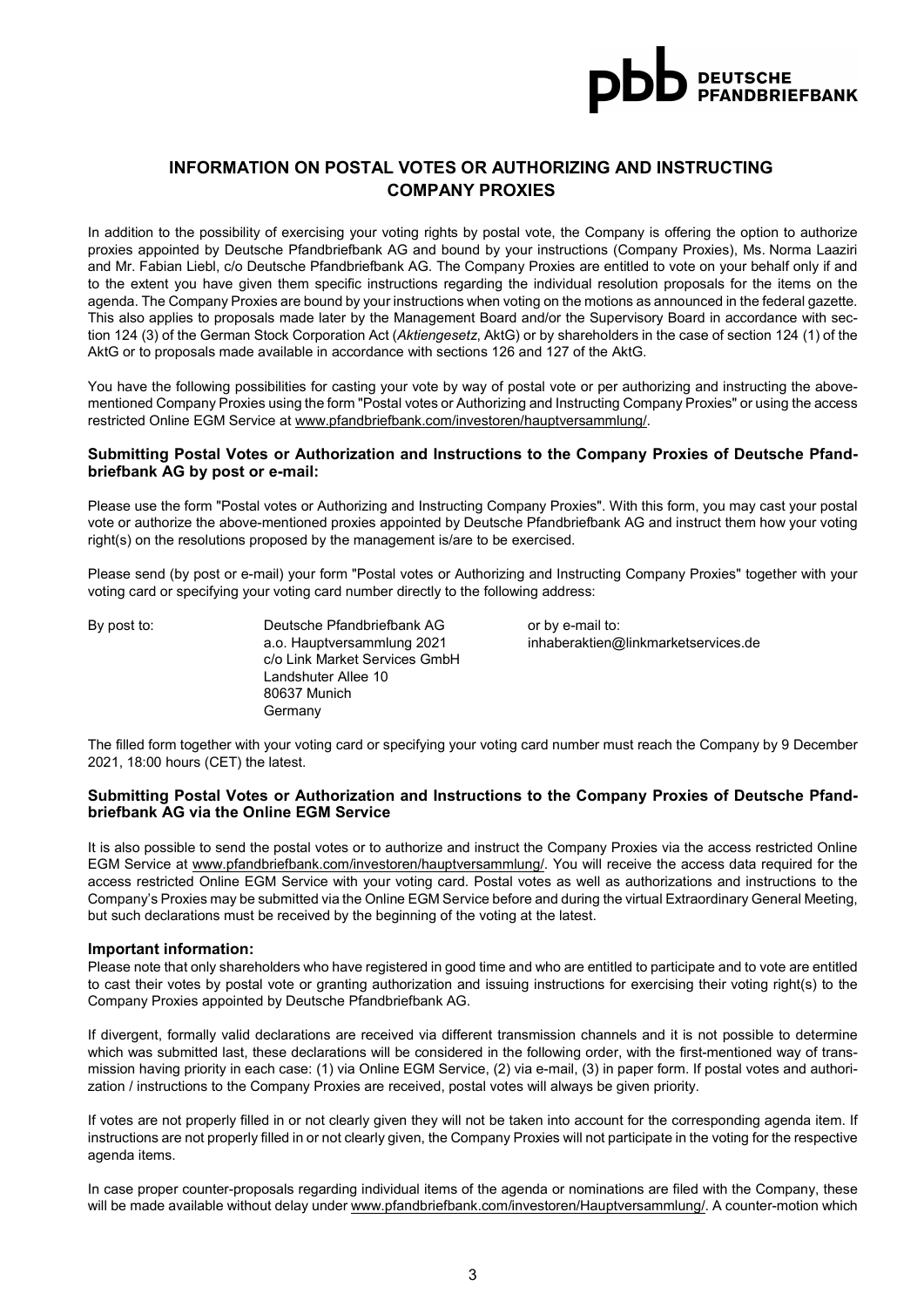## INFORMATION ON POSTAL VOTES OR AUTHORIZING AND INSTRUCTING COMPANY PROXIES

In addition to the possibility of exercising your voting rights by postal vote, the Company is offering the option to authorize proxies appointed by Deutsche Pfandbriefbank AG and bound by your instructions (Company Proxies), Ms. Norma Laaziri and Mr. Fabian Liebl, c/o Deutsche Pfandbriefbank AG. The Company Proxies are entitled to vote on your behalf only if and to the extent you have given them specific instructions regarding the individual resolution proposals for the items on the agenda. The Company Proxies are bound by your instructions when voting on the motions as announced in the federal gazette. This also applies to proposals made later by the Management Board and/or the Supervisory Board in accordance with section 124 (3) of the German Stock Corporation Act (*Aktiengesetz*, AktG) or by shareholders in the case of section 124 (1) of the AktG or to proposals made available in accordance with sections 126 and 127 of the AktG.

You have the following possibilities for casting your vote by way of postal vote or per authorizing and instructing the above-mentioned Company Proxies using the form "Postal votes or Authorizing and Instructing Company Proxies" or using the access restricted Online EGM Service at www.pfandbriefbank.com/investoren/hauptversammlung/.

### Submitting Postal Votes or Authorization and Instructions to the Company Proxies of Deutsche Pfandbriefbank AG by post or e-mail:

Please use the form "Postal votes or Authorizing and Instructing Company Proxies". With this form, you may cast your postal vote or authorize the above-mentioned proxies appointed by Deutsche Pfandbriefbank AG and instruct them how your voting right(s) on the resolutions proposed by the management is/are to be exercised.

Please send (by post or e-mail) your form "Postal votes or Authorizing and Instructing Company Proxies" together with your voting card or specifying your voting card number directly to the following address:

By post to:

Deutsche Pfandbriefbank AG
a.o. Hauptversammlung 2021
c/o Link Market Services GmbH
Landshuter Allee 10
80637 Munich
Germany

or by e-mail to:
inhaberaktien@linkmarketservices.de

The filled form together with your voting card or specifying your voting card number must reach the Company by 9 December 2021, 18:00 hours (CET) the latest.

### Submitting Postal Votes or Authorization and Instructions to the Company Proxies of Deutsche Pfandbriefbank AG via the Online EGM Service

It is also possible to send the postal votes or to authorize and instruct the Company Proxies via the access restricted Online EGM Service at www.pfandbriefbank.com/investoren/hauptversammlung/. You will receive the access data required for the access restricted Online EGM Service with your voting card. Postal votes as well as authorizations and instructions to the Company's Proxies may be submitted via the Online EGM Service before and during the virtual Extraordinary General Meeting, but such declarations must be received by the beginning of the voting at the latest.

### Important information:

Please note that only shareholders who have registered in good time and who are entitled to participate and to vote are entitled to cast their votes by postal vote or granting authorization and issuing instructions for exercising their voting right(s) to the Company Proxies appointed by Deutsche Pfandbriefbank AG.

If divergent, formally valid declarations are received via different transmission channels and it is not possible to determine which was submitted last, these declarations will be considered in the following order, with the first-mentioned way of transmission having priority in each case: (1) via Online EGM Service, (2) via e-mail, (3) in paper form. If postal votes and authorization / instructions to the Company Proxies are received, postal votes will always be given priority.

If votes are not properly filled in or not clearly given they will not be taken into account for the corresponding agenda item. If instructions are not properly filled in or not clearly given, the Company Proxies will not participate in the voting for the respective agenda items.

In case proper counter-proposals regarding individual items of the agenda or nominations are filed with the Company, these will be made available without delay under www.pfandbriefbank.com/investoren/Hauptversammlung/. A counter-motion which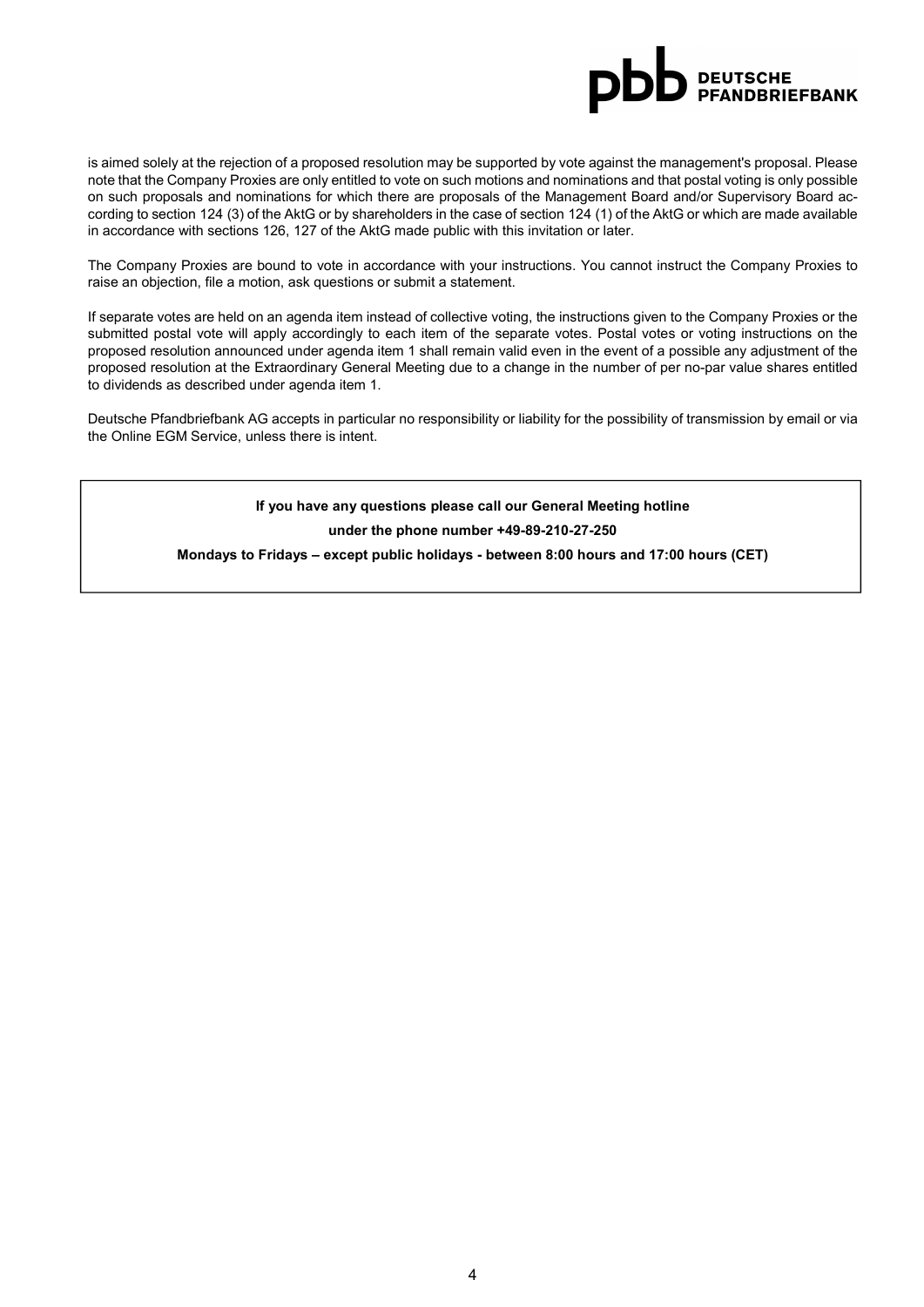is aimed solely at the rejection of a proposed resolution may be supported by vote against the management's proposal. Please note that the Company Proxies are only entitled to vote on such motions and nominations and that postal voting is only possible on such proposals and nominations for which there are proposals of the Management Board and/or Supervisory Board according to section 124 (3) of the AktG or by shareholders in the case of section 124 (1) of the AktG or which are made available in accordance with sections 126, 127 of the AktG made public with this invitation or later.

The Company Proxies are bound to vote in accordance with your instructions. You cannot instruct the Company Proxies to raise an objection, file a motion, ask questions or submit a statement.

If separate votes are held on an agenda item instead of collective voting, the instructions given to the Company Proxies or the submitted postal vote will apply accordingly to each item of the separate votes. Postal votes or voting instructions on the proposed resolution announced under agenda item 1 shall remain valid even in the event of a possible any adjustment of the proposed resolution at the Extraordinary General Meeting due to a change in the number of per no-par value shares entitled to dividends as described under agenda item 1.

Deutsche Pfandbriefbank AG accepts in particular no responsibility or liability for the possibility of transmission by email or via the Online EGM Service, unless there is intent.

**If you have any questions please call our General Meeting hotline**

**under the phone number +49-89-210-27-250**

**Mondays to Fridays – except public holidays - between 8:00 hours and 17:00 hours (CET)**